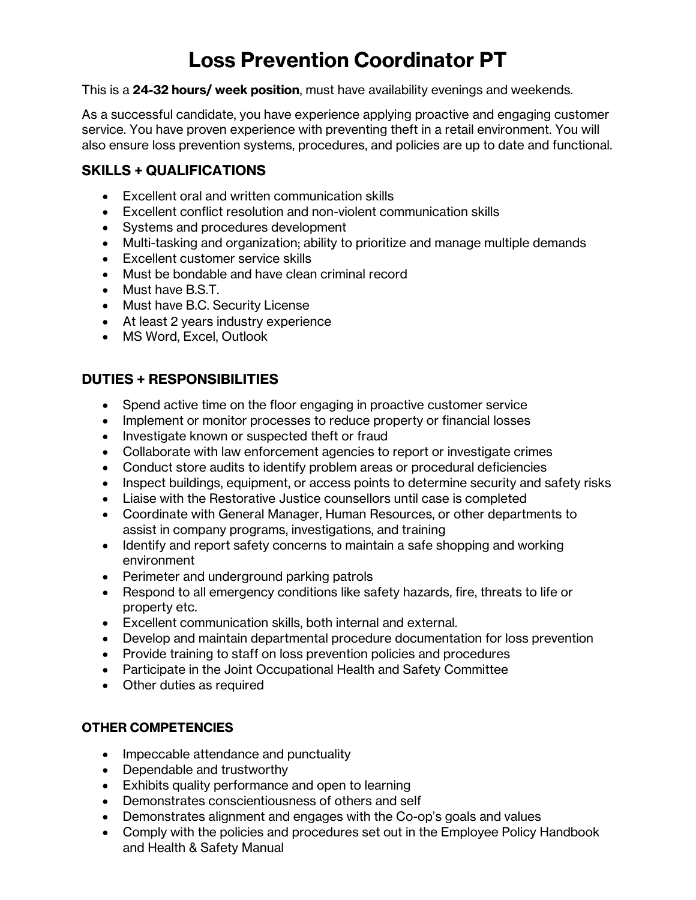# Loss Prevention Coordinator PT

This is a **24-32 hours/ week position**, must have availability evenings and weekends.

As a successful candidate, you have experience applying proactive and engaging customer service. You have proven experience with preventing theft in a retail environment. You will also ensure loss prevention systems, procedures, and policies are up to date and functional.

## SKILLS + QUALIFICATIONS

- Excellent oral and written communication skills
- Excellent conflict resolution and non-violent communication skills
- Systems and procedures development
- Multi-tasking and organization; ability to prioritize and manage multiple demands
- Excellent customer service skills
- Must be bondable and have clean criminal record
- Must have B.S.T.
- Must have B.C. Security License
- At least 2 years industry experience
- MS Word, Excel, Outlook

## DUTIES + RESPONSIBILITIES

- Spend active time on the floor engaging in proactive customer service
- Implement or monitor processes to reduce property or financial losses
- Investigate known or suspected theft or fraud
- Collaborate with law enforcement agencies to report or investigate crimes
- Conduct store audits to identify problem areas or procedural deficiencies
- Inspect buildings, equipment, or access points to determine security and safety risks
- Liaise with the Restorative Justice counsellors until case is completed
- Coordinate with General Manager, Human Resources, or other departments to assist in company programs, investigations, and training
- Identify and report safety concerns to maintain a safe shopping and working environment
- Perimeter and underground parking patrols
- Respond to all emergency conditions like safety hazards, fire, threats to life or property etc.
- Excellent communication skills, both internal and external.
- Develop and maintain departmental procedure documentation for loss prevention
- Provide training to staff on loss prevention policies and procedures
- Participate in the Joint Occupational Health and Safety Committee
- Other duties as required

### OTHER COMPETENCIES

- Impeccable attendance and punctuality
- Dependable and trustworthy
- Exhibits quality performance and open to learning
- Demonstrates conscientiousness of others and self
- Demonstrates alignment and engages with the Co-op's goals and values
- Comply with the policies and procedures set out in the Employee Policy Handbook and Health & Safety Manual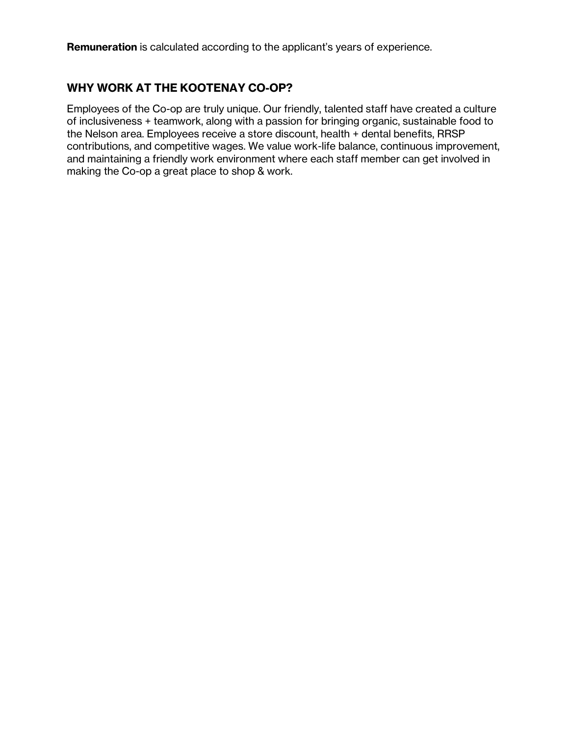**Remuneration** is calculated according to the applicant's years of experience.

## WHY WORK AT THE KOOTENAY CO-OP?

Employees of the Co-op are truly unique. Our friendly, talented staff have created a culture of inclusiveness + teamwork, along with a passion for bringing organic, sustainable food to the Nelson area. Employees receive a store discount, health + dental benefits, RRSP contributions, and competitive wages. We value work-life balance, continuous improvement, and maintaining a friendly work environment where each staff member can get involved in making the Co-op a great place to shop & work.